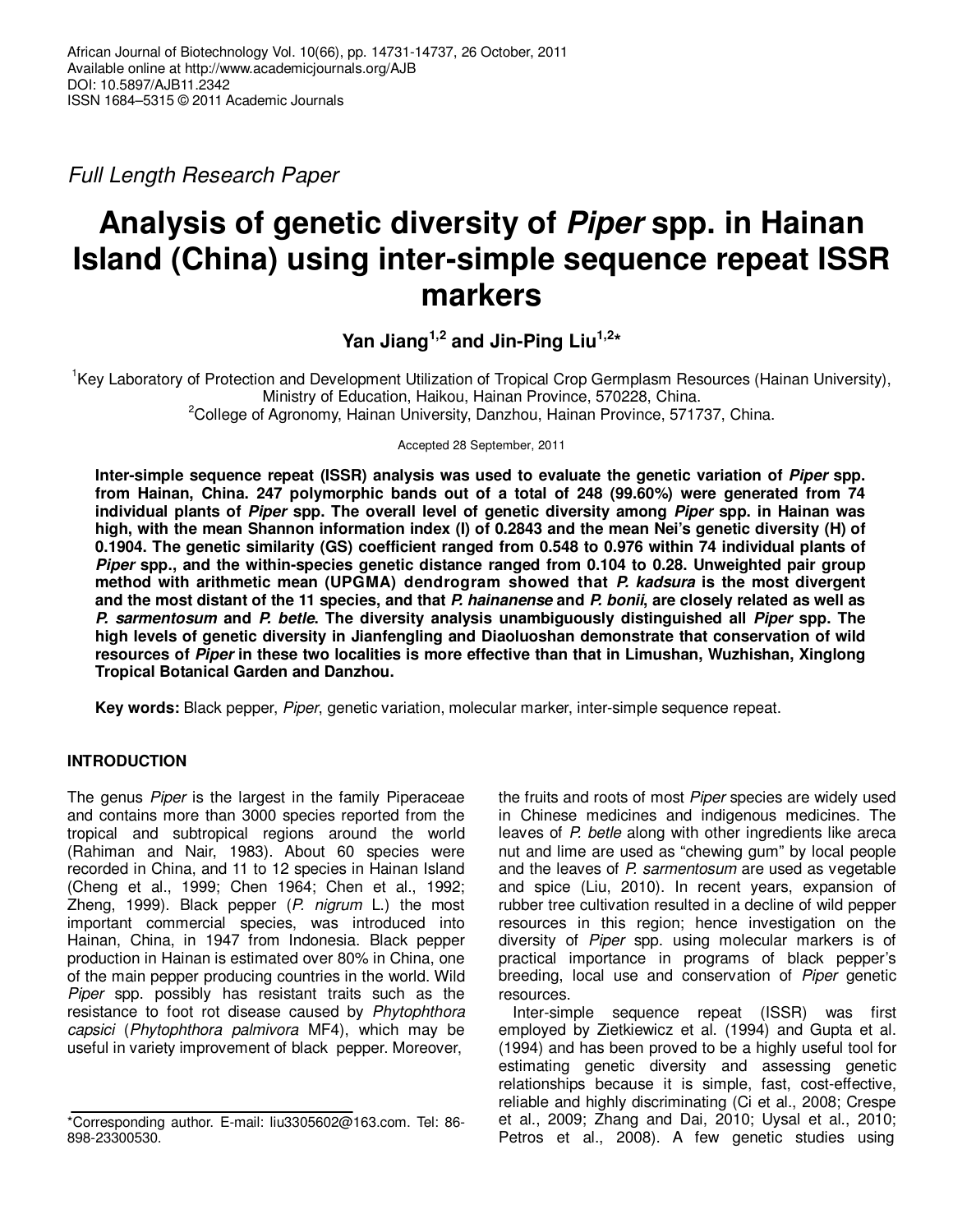African Journal of Biotechnology Vol. 10(66), pp. 14731-14737, 26 October, 2011
Available online at http://www.academicjournals.org/AJB
DOI: 10.5897/AJB11.2342
ISSN 1684–5315 © 2011 Academic Journals

*Full Length Research Paper*

# Analysis of genetic diversity of *Piper* spp. in Hainan Island (China) using inter-simple sequence repeat ISSR markers

**Yan Jiang[1,2] and Jin-Ping Liu[1,2]***

[1]Key Laboratory of Protection and Development Utilization of Tropical Crop Germplasm Resources (Hainan University), Ministry of Education, Haikou, Hainan Province, 570228, China.
[2]College of Agronomy, Hainan University, Danzhou, Hainan Province, 571737, China.

Accepted 28 September, 2011

**Inter-simple sequence repeat (ISSR) analysis was used to evaluate the genetic variation of *Piper* spp. from Hainan, China. 247 polymorphic bands out of a total of 248 (99.60%) were generated from 74 individual plants of *Piper* spp. The overall level of genetic diversity among *Piper* spp. in Hainan was high, with the mean Shannon information index (I) of 0.2843 and the mean Nei's genetic diversity (H) of 0.1904. The genetic similarity (GS) coefficient ranged from 0.548 to 0.976 within 74 individual plants of *Piper* spp., and the within-species genetic distance ranged from 0.104 to 0.28. Unweighted pair group method with arithmetic mean (UPGMA) dendrogram showed that *P. kadsura* is the most divergent and the most distant of the 11 species, and that *P. hainanense* and *P. bonii*, are closely related as well as *P. sarmentosum* and *P. betle*. The diversity analysis unambiguously distinguished all *Piper* spp. The high levels of genetic diversity in Jianfengling and Diaoluoshan demonstrate that conservation of wild resources of *Piper* in these two localities is more effective than that in Limushan, Wuzhishan, Xinglong Tropical Botanical Garden and Danzhou.**

**Key words:** Black pepper, *Piper*, genetic variation, molecular marker, inter-simple sequence repeat.

## INTRODUCTION

The genus *Piper* is the largest in the family Piperaceae and contains more than 3000 species reported from the tropical and subtropical regions around the world (Rahiman and Nair, 1983). About 60 species were recorded in China, and 11 to 12 species in Hainan Island (Cheng et al., 1999; Chen 1964; Chen et al., 1992; Zheng, 1999). Black pepper (*P. nigrum* L.) the most important commercial species, was introduced into Hainan, China, in 1947 from Indonesia. Black pepper production in Hainan is estimated over 80% in China, one of the main pepper producing countries in the world. Wild *Piper* spp. possibly has resistant traits such as the resistance to foot rot disease caused by *Phytophthora capsici* (*Phytophthora palmivora* MF4), which may be useful in variety improvement of black pepper. Moreover, the fruits and roots of most *Piper* species are widely used in Chinese medicines and indigenous medicines. The leaves of *P. betle* along with other ingredients like areca nut and lime are used as "chewing gum" by local people and the leaves of *P. sarmentosum* are used as vegetable and spice (Liu, 2010). In recent years, expansion of rubber tree cultivation resulted in a decline of wild pepper resources in this region; hence investigation on the diversity of *Piper* spp. using molecular markers is of practical importance in programs of black pepper's breeding, local use and conservation of *Piper* genetic resources.

Inter-simple sequence repeat (ISSR) was first employed by Zietkiewicz et al. (1994) and Gupta et al. (1994) and has been proved to be a highly useful tool for estimating genetic diversity and assessing genetic relationships because it is simple, fast, cost-effective, reliable and highly discriminating (Ci et al., 2008; Crespe et al., 2009; Zhang and Dai, 2010; Uysal et al., 2010; Petros et al., 2008). A few genetic studies using

*Corresponding author. E-mail: liu3305602@163.com. Tel: 86-898-23300530.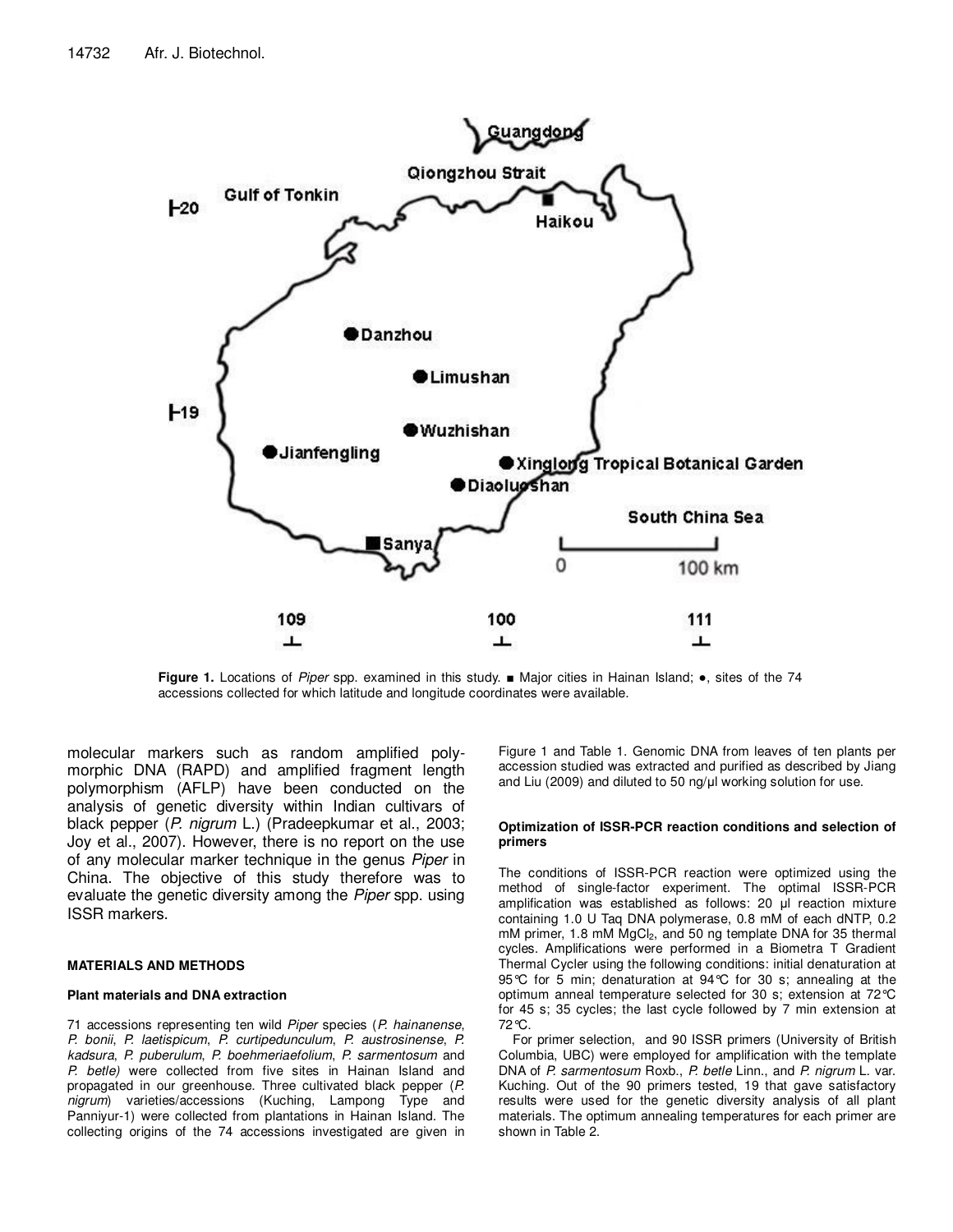Guangdong

Qiongzhou Strait

Gulf of Tonkin

20

Haikou

Danzhou

Limushan

19

Wuzhishan

Jianfengling

Xinglong Tropical Botanical Garden

Diaoluoshan

South China Sea

Sanya

0

100 km

109

100

111

**Figure 1.** Locations of *Piper* spp. examined in this study. ■ Major cities in Hainan Island; ●, sites of the 74 accessions collected for which latitude and longitude coordinates were available.

molecular markers such as random amplified polymorphic DNA (RAPD) and amplified fragment length polymorphism (AFLP) have been conducted on the analysis of genetic diversity within Indian cultivars of black pepper (*P. nigrum* L.) (Pradeepkumar et al., 2003; Joy et al., 2007). However, there is no report on the use of any molecular marker technique in the genus *Piper* in China. The objective of this study therefore was to evaluate the genetic diversity among the *Piper* spp. using ISSR markers.

## MATERIALS AND METHODS

### Plant materials and DNA extraction

71 accessions representing ten wild *Piper* species (*P. hainanense*, *P. bonii*, *P. laetispicum*, *P. curtipedunculum*, *P. austrosinense*, *P. kadsura*, *P. puberulum*, *P. boehmeriaefolium*, *P. sarmentosum* and *P. betle)* were collected from five sites in Hainan Island and propagated in our greenhouse. Three cultivated black pepper (*P. nigrum*) varieties/accessions (Kuching, Lampong Type and Panniyur-1) were collected from plantations in Hainan Island. The collecting origins of the 74 accessions investigated are given in Figure 1 and Table 1. Genomic DNA from leaves of ten plants per accession studied was extracted and purified as described by Jiang and Liu (2009) and diluted to 50 ng/µl working solution for use.

### Optimization of ISSR-PCR reaction conditions and selection of primers

The conditions of ISSR-PCR reaction were optimized using the method of single-factor experiment. The optimal ISSR-PCR amplification was established as follows: 20 µl reaction mixture containing 1.0 U Taq DNA polymerase, 0.8 mM of each dNTP, 0.2 mM primer, 1.8 mM $MgCl_2$, and 50 ng template DNA for 35 thermal cycles. Amplifications were performed in a Biometra T Gradient Thermal Cycler using the following conditions: initial denaturation at 95°C for 5 min; denaturation at 94°C for 30 s; annealing at the optimum anneal temperature selected for 30 s; extension at 72°C for 45 s; 35 cycles; the last cycle followed by 7 min extension at 72°C.

For primer selection, and 90 ISSR primers (University of British Columbia, UBC) were employed for amplification with the template DNA of *P. sarmentosum* Roxb., *P. betle* Linn., and *P. nigrum* L. var. Kuching. Out of the 90 primers tested, 19 that gave satisfactory results were used for the genetic diversity analysis of all plant materials. The optimum annealing temperatures for each primer are shown in Table 2.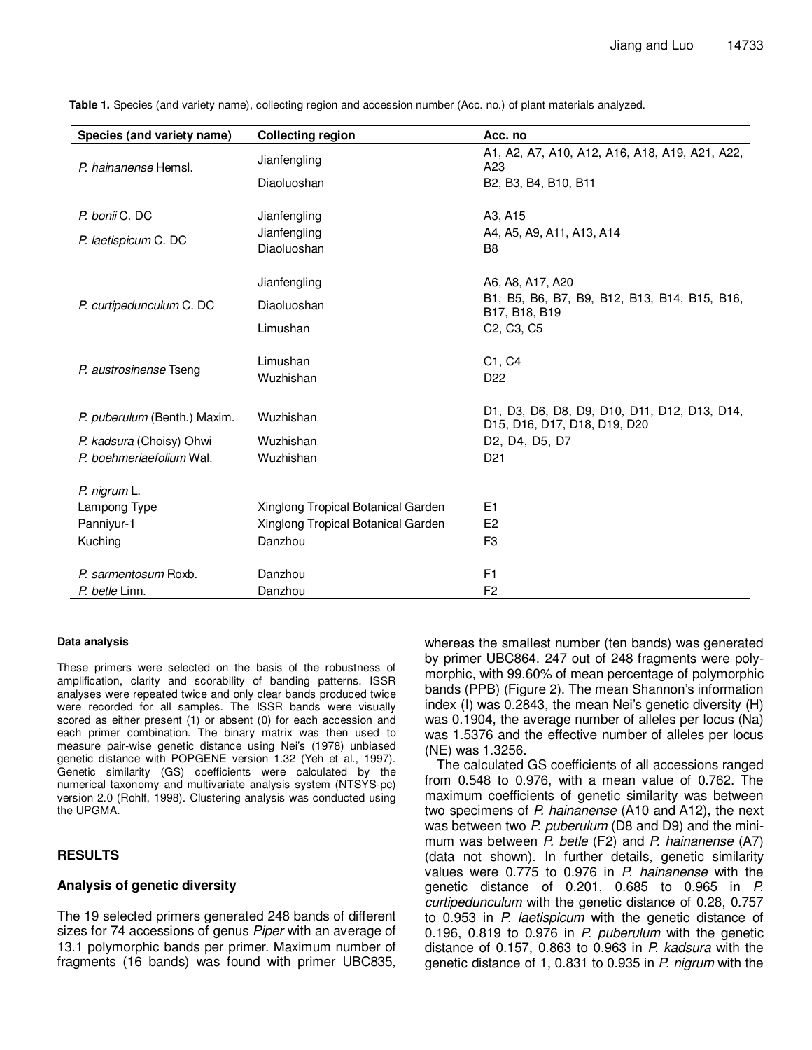**Table 1.** Species (and variety name), collecting region and accession number (Acc. no.) of plant materials analyzed.

| Species (and variety name) | Collecting region | Acc. no |
|---|---|---|
| *P. hainanense* Hemsl. | Jianfengling | A1, A2, A7, A10, A12, A16, A18, A19, A21, A22, A23 |
| | Diaoluoshan | B2, B3, B4, B10, B11 |
| *P. bonii* C. DC | Jianfengling | A3, A15 |
| *P. laetispicum* C. DC | Jianfengling | A4, A5, A9, A11, A13, A14 |
| | Diaoluoshan | B8 |
| *P. curtipedunculum* C. DC | Jianfengling | A6, A8, A17, A20 |
| | Diaoluoshan | B1, B5, B6, B7, B9, B12, B13, B14, B15, B16, B17, B18, B19 |
| | Limushan | C2, C3, C5 |
| *P. austrosinense* Tseng | Limushan | C1, C4 |
| | Wuzhishan | D22 |
| *P. puberulum* (Benth.) Maxim. | Wuzhishan | D1, D3, D6, D8, D9, D10, D11, D12, D13, D14, D15, D16, D17, D18, D19, D20 |
| *P. kadsura* (Choisy) Ohwi | Wuzhishan | D2, D4, D5, D7 |
| *P. boehmeriaefolium* Wal. | Wuzhishan | D21 |
| *P. nigrum* L. | | |
| Lampong Type | Xinglong Tropical Botanical Garden | E1 |
| Panniyur-1 | Xinglong Tropical Botanical Garden | E2 |
| Kuching | Danzhou | F3 |
| *P. sarmentosum* Roxb. | Danzhou | F1 |
| *P. betle* Linn. | Danzhou | F2 |

#### Data analysis

These primers were selected on the basis of the robustness of amplification, clarity and scorability of banding patterns. ISSR analyses were repeated twice and only clear bands produced twice were recorded for all samples. The ISSR bands were visually scored as either present (1) or absent (0) for each accession and each primer combination. The binary matrix was then used to measure pair-wise genetic distance using Nei's (1978) unbiased genetic distance with POPGENE version 1.32 (Yeh et al., 1997). Genetic similarity (GS) coefficients were calculated by the numerical taxonomy and multivariate analysis system (NTSYS-pc) version 2.0 (Rohlf, 1998). Clustering analysis was conducted using the UPGMA.

## RESULTS

### Analysis of genetic diversity

The 19 selected primers generated 248 bands of different sizes for 74 accessions of genus *Piper* with an average of 13.1 polymorphic bands per primer. Maximum number of fragments (16 bands) was found with primer UBC835, whereas the smallest number (ten bands) was generated by primer UBC864. 247 out of 248 fragments were polymorphic, with 99.60% of mean percentage of polymorphic bands (PPB) (Figure 2). The mean Shannon's information index (I) was 0.2843, the mean Nei's genetic diversity (H) was 0.1904, the average number of alleles per locus (Na) was 1.5376 and the effective number of alleles per locus (NE) was 1.3256.

The calculated GS coefficients of all accessions ranged from 0.548 to 0.976, with a mean value of 0.762. The maximum coefficients of genetic similarity was between two specimens of *P. hainanense* (A10 and A12), the next was between two *P. puberulum* (D8 and D9) and the minimum was between *P. betle* (F2) and *P. hainanense* (A7) (data not shown). In further details, genetic similarity values were 0.775 to 0.976 in *P. hainanense* with the genetic distance of 0.201, 0.685 to 0.965 in *P. curtipedunculum* with the genetic distance of 0.28, 0.757 to 0.953 in *P. laetispicum* with the genetic distance of 0.196, 0.819 to 0.976 in *P. puberulum* with the genetic distance of 0.157, 0.863 to 0.963 in *P. kadsura* with the genetic distance of 1, 0.831 to 0.935 in *P. nigrum* with the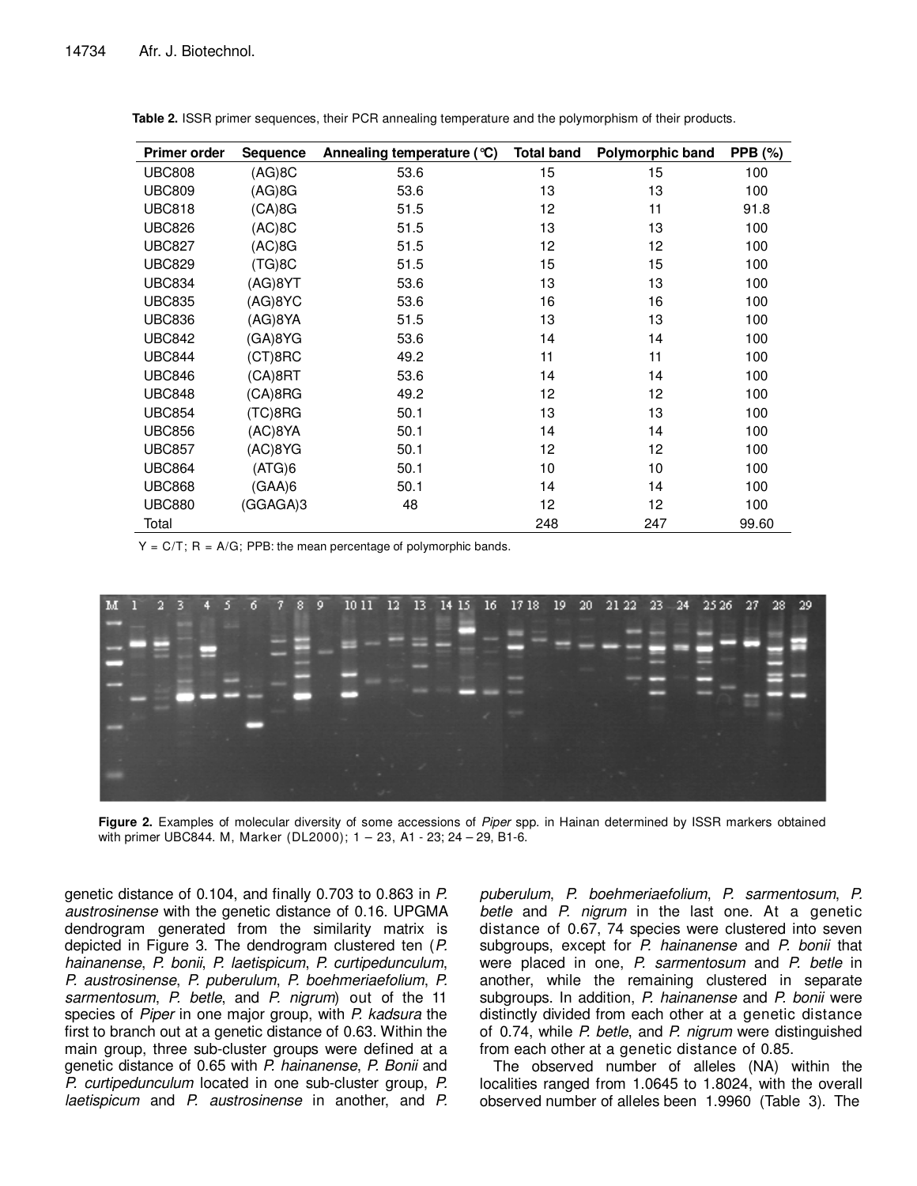**Table 2.** ISSR primer sequences, their PCR annealing temperature and the polymorphism of their products.

| Primer order | Sequence | Annealing temperature (℃) | Total band | Polymorphic band | PPB (%) |
|---|---|---|---|---|---|
| UBC808 | (AG)8C | 53.6 | 15 | 15 | 100 |
| UBC809 | (AG)8G | 53.6 | 13 | 13 | 100 |
| UBC818 | (CA)8G | 51.5 | 12 | 11 | 91.8 |
| UBC826 | (AC)8C | 51.5 | 13 | 13 | 100 |
| UBC827 | (AC)8G | 51.5 | 12 | 12 | 100 |
| UBC829 | (TG)8C | 51.5 | 15 | 15 | 100 |
| UBC834 | (AG)8YT | 53.6 | 13 | 13 | 100 |
| UBC835 | (AG)8YC | 53.6 | 16 | 16 | 100 |
| UBC836 | (AG)8YA | 51.5 | 13 | 13 | 100 |
| UBC842 | (GA)8YG | 53.6 | 14 | 14 | 100 |
| UBC844 | (CT)8RC | 49.2 | 11 | 11 | 100 |
| UBC846 | (CA)8RT | 53.6 | 14 | 14 | 100 |
| UBC848 | (CA)8RG | 49.2 | 12 | 12 | 100 |
| UBC854 | (TC)8RG | 50.1 | 13 | 13 | 100 |
| UBC856 | (AC)8YA | 50.1 | 14 | 14 | 100 |
| UBC857 | (AC)8YG | 50.1 | 12 | 12 | 100 |
| UBC864 | (ATG)6 | 50.1 | 10 | 10 | 100 |
| UBC868 | (GAA)6 | 50.1 | 14 | 14 | 100 |
| UBC880 | (GGAGA)3 | 48 | 12 | 12 | 100 |
| Total | | | 248 | 247 | 99.60 |

Y = C/T; R = A/G; PPB: the mean percentage of polymorphic bands.

M 1 2 3 4 5 6 7 8 9 10 11 12 13 14 15 16 17 18 19 20 21 22 23 24 25 26 27 28 29

**Figure 2.** Examples of molecular diversity of some accessions of *Piper* spp. in Hainan determined by ISSR markers obtained with primer UBC844. M, Marker (DL2000); 1 – 23, A1 - 23; 24 – 29, B1-6.

genetic distance of 0.104, and finally 0.703 to 0.863 in *P. austrosinense* with the genetic distance of 0.16. UPGMA dendrogram generated from the similarity matrix is depicted in Figure 3. The dendrogram clustered ten (*P. hainanense*, *P. bonii*, *P. laetispicum*, *P. curtipedunculum*, *P. austrosinense*, *P. puberulum*, *P. boehmeriaefolium*, *P. sarmentosum*, *P. betle*, and *P. nigrum*) out of the 11 species of *Piper* in one major group, with *P. kadsura* the first to branch out at a genetic distance of 0.63. Within the main group, three sub-cluster groups were defined at a genetic distance of 0.65 with *P. hainanense*, *P. Bonii* and *P. curtipedunculum* located in one sub-cluster group, *P. laetispicum* and *P. austrosinense* in another, and *P. puberulum*, *P. boehmeriaefolium*, *P. sarmentosum*, *P. betle* and *P. nigrum* in the last one. At a genetic distance of 0.67, 74 species were clustered into seven subgroups, except for *P. hainanense* and *P. bonii* that were placed in one, *P. sarmentosum* and *P. betle* in another, while the remaining clustered in separate subgroups. In addition, *P. hainanense* and *P. bonii* were distinctly divided from each other at a genetic distance of 0.74, while *P. betle*, and *P. nigrum* were distinguished from each other at a genetic distance of 0.85.

The observed number of alleles (NA) within the localities ranged from 1.0645 to 1.8024, with the overall observed number of alleles been 1.9960 (Table 3). The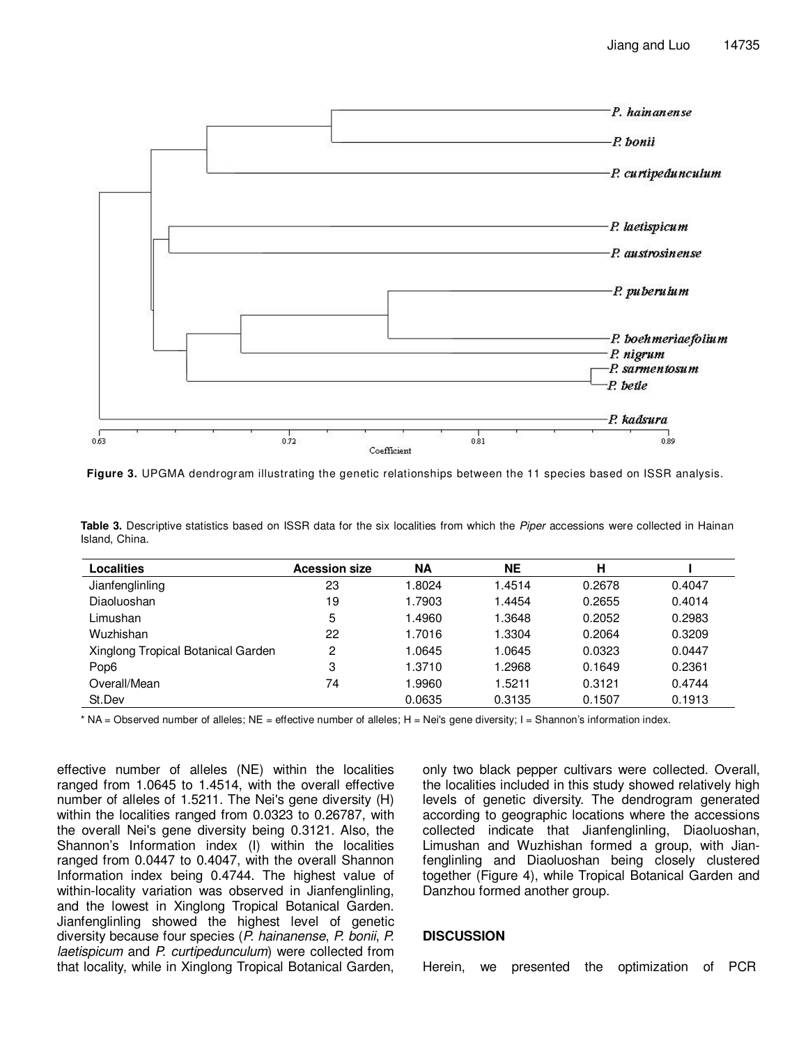P. hainanense

P. bonii

P. curtipedunculum

P. laetispicum

P. austrosinense

P. puberulum

P. boehmeriaefolium

P. nigrum

P. sarmentosum

P. betle

P. kadsura

0.63 0.72 0.81 0.89

Coefficient

**Figure 3.** UPGMA dendrogram illustrating the genetic relationships between the 11 species based on ISSR analysis.

**Table 3.** Descriptive statistics based on ISSR data for the six localities from which the *Piper* accessions were collected in Hainan Island, China.

| Localities | Acession size | NA | NE | H | I |
|---|---|---|---|---|---|
| Jianfenglinling | 23 | 1.8024 | 1.4514 | 0.2678 | 0.4047 |
| Diaoluoshan | 19 | 1.7903 | 1.4454 | 0.2655 | 0.4014 |
| Limushan | 5 | 1.4960 | 1.3648 | 0.2052 | 0.2983 |
| Wuzhishan | 22 | 1.7016 | 1.3304 | 0.2064 | 0.3209 |
| Xinglong Tropical Botanical Garden | 2 | 1.0645 | 1.0645 | 0.0323 | 0.0447 |
| Pop6 | 3 | 1.3710 | 1.2968 | 0.1649 | 0.2361 |
| Overall/Mean | 74 | 1.9960 | 1.5211 | 0.3121 | 0.4744 |
| St.Dev | | 0.0635 | 0.3135 | 0.1507 | 0.1913 |

\* NA = Observed number of alleles; NE = effective number of alleles; H = Nei's gene diversity; I = Shannon's information index.

effective number of alleles (NE) within the localities ranged from 1.0645 to 1.4514, with the overall effective number of alleles of 1.5211. The Nei's gene diversity (H) within the localities ranged from 0.0323 to 0.26787, with the overall Nei's gene diversity being 0.3121. Also, the Shannon's Information index (I) within the localities ranged from 0.0447 to 0.4047, with the overall Shannon Information index being 0.4744. The highest value of within-locality variation was observed in Jianfenglinling, and the lowest in Xinglong Tropical Botanical Garden. Jianfenglinling showed the highest level of genetic diversity because four species (*P. hainanense*, *P. bonii*, *P. laetispicum* and *P. curtipedunculum*) were collected from that locality, while in Xinglong Tropical Botanical Garden, only two black pepper cultivars were collected. Overall, the localities included in this study showed relatively high levels of genetic diversity. The dendrogram generated according to geographic locations where the accessions collected indicate that Jianfenglinling, Diaoluoshan, Limushan and Wuzhishan formed a group, with Jianfenglinling and Diaoluoshan being closely clustered together (Figure 4), while Tropical Botanical Garden and Danzhou formed another group.

## DISCUSSION

Herein, we presented the optimization of PCR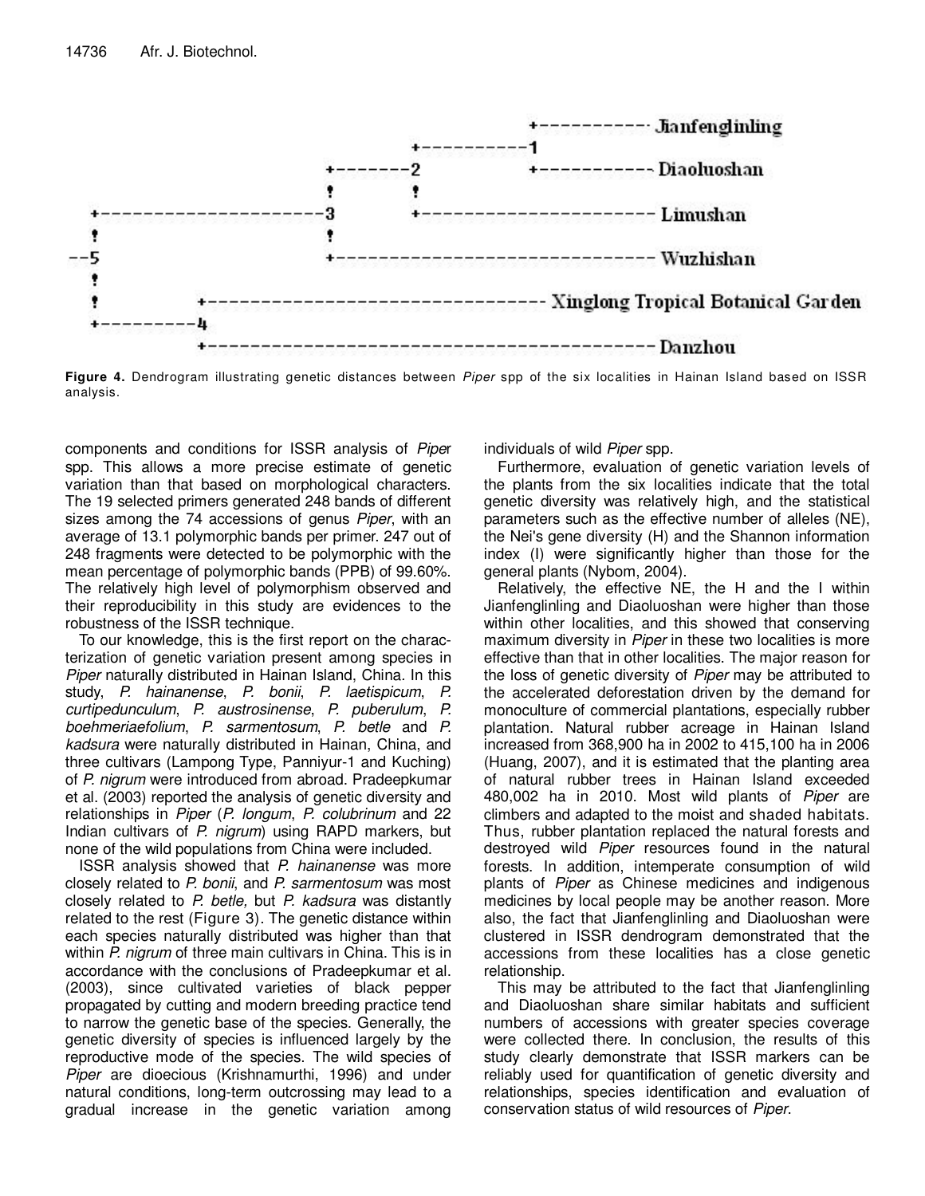Jianfenglinling

Diaoluoshan

Limushan

Wuzhishan

Xinglong Tropical Botanical Garden

Danzhou

1

2

3

4

5

**Figure 4.** Dendrogram illustrating genetic distances between *Piper* spp of the six localities in Hainan Island based on ISSR analysis.

components and conditions for ISSR analysis of *Pipe*r spp. This allows a more precise estimate of genetic variation than that based on morphological characters. The 19 selected primers generated 248 bands of different sizes among the 74 accessions of genus *Piper*, with an average of 13.1 polymorphic bands per primer. 247 out of 248 fragments were detected to be polymorphic with the mean percentage of polymorphic bands (PPB) of 99.60%. The relatively high level of polymorphism observed and their reproducibility in this study are evidences to the robustness of the ISSR technique.

To our knowledge, this is the first report on the characterization of genetic variation present among species in *Piper* naturally distributed in Hainan Island, China. In this study, *P. hainanense*, *P. bonii*, *P. laetispicum*, *P. curtipedunculum*, *P. austrosinense*, *P. puberulum*, *P. boehmeriaefolium*, *P. sarmentosum*, *P. betle* and *P. kadsura* were naturally distributed in Hainan, China, and three cultivars (Lampong Type, Panniyur-1 and Kuching) of *P. nigrum* were introduced from abroad. Pradeepkumar et al. (2003) reported the analysis of genetic diversity and relationships in *Piper* (*P. longum*, *P. colubrinum* and 22 Indian cultivars of *P. nigrum*) using RAPD markers, but none of the wild populations from China were included.

ISSR analysis showed that *P. hainanense* was more closely related to *P. bonii*, and *P. sarmentosum* was most closely related to *P. betle,* but *P. kadsura* was distantly related to the rest (Figure 3). The genetic distance within each species naturally distributed was higher than that within *P. nigrum* of three main cultivars in China. This is in accordance with the conclusions of Pradeepkumar et al. (2003), since cultivated varieties of black pepper propagated by cutting and modern breeding practice tend to narrow the genetic base of the species. Generally, the genetic diversity of species is influenced largely by the reproductive mode of the species. The wild species of *Piper* are dioecious (Krishnamurthi, 1996) and under natural conditions, long-term outcrossing may lead to a gradual increase in the genetic variation among individuals of wild *Piper* spp.

Furthermore, evaluation of genetic variation levels of the plants from the six localities indicate that the total genetic diversity was relatively high, and the statistical parameters such as the effective number of alleles (NE), the Nei's gene diversity (H) and the Shannon information index (I) were significantly higher than those for the general plants (Nybom, 2004).

Relatively, the effective NE, the H and the I within Jianfenglinling and Diaoluoshan were higher than those within other localities, and this showed that conserving maximum diversity in *Piper* in these two localities is more effective than that in other localities. The major reason for the loss of genetic diversity of *Piper* may be attributed to the accelerated deforestation driven by the demand for monoculture of commercial plantations, especially rubber plantation. Natural rubber acreage in Hainan Island increased from 368,900 ha in 2002 to 415,100 ha in 2006 (Huang, 2007), and it is estimated that the planting area of natural rubber trees in Hainan Island exceeded 480,002 ha in 2010. Most wild plants of *Piper* are climbers and adapted to the moist and shaded habitats. Thus, rubber plantation replaced the natural forests and destroyed wild *Piper* resources found in the natural forests. In addition, intemperate consumption of wild plants of *Piper* as Chinese medicines and indigenous medicines by local people may be another reason. More also, the fact that Jianfenglinling and Diaoluoshan were clustered in ISSR dendrogram demonstrated that the accessions from these localities has a close genetic relationship.

This may be attributed to the fact that Jianfenglinling and Diaoluoshan share similar habitats and sufficient numbers of accessions with greater species coverage were collected there. In conclusion, the results of this study clearly demonstrate that ISSR markers can be reliably used for quantification of genetic diversity and relationships, species identification and evaluation of conservation status of wild resources of *Piper*.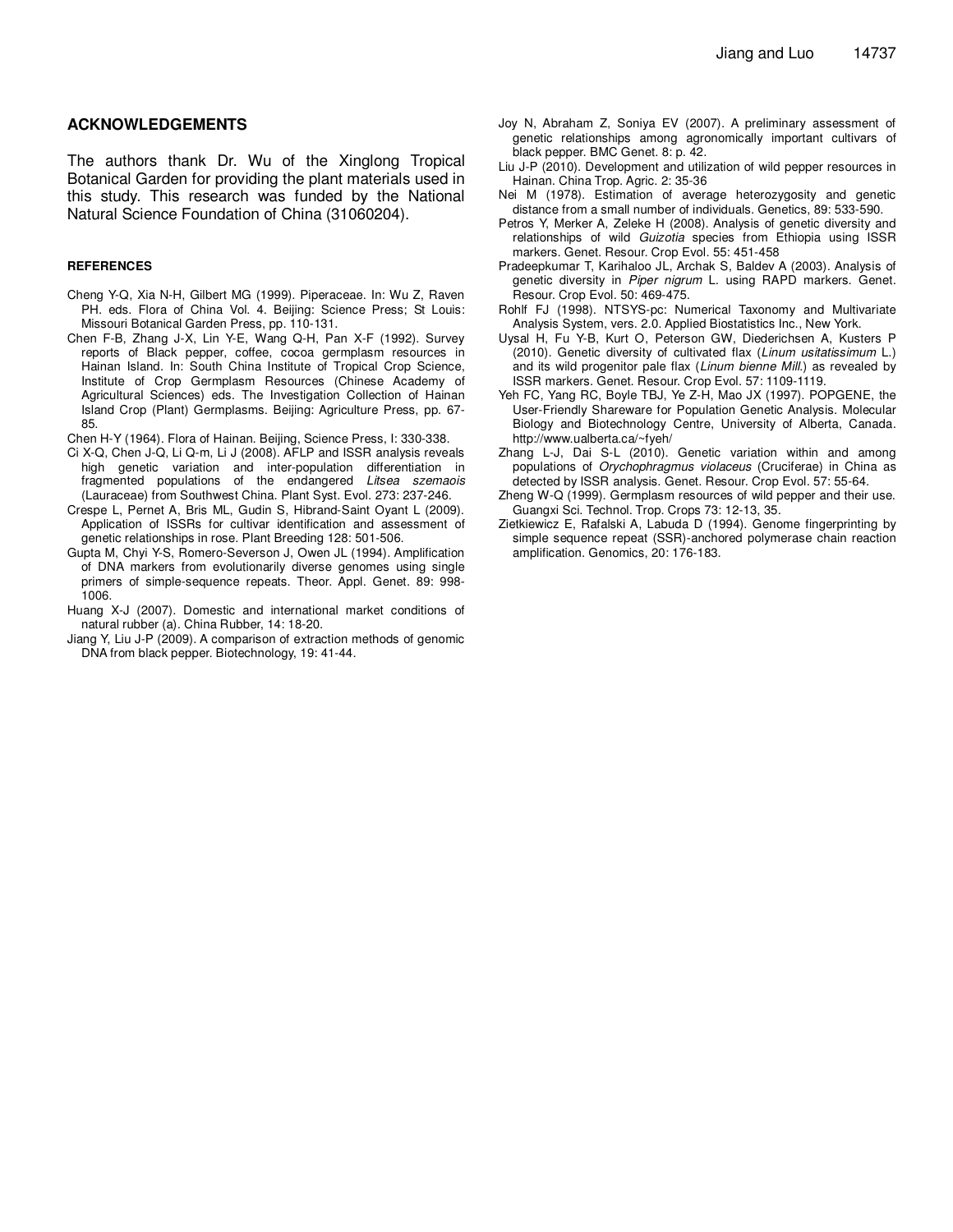## ACKNOWLEDGEMENTS

The authors thank Dr. Wu of the Xinglong Tropical Botanical Garden for providing the plant materials used in this study. This research was funded by the National Natural Science Foundation of China (31060204).

### REFERENCES

Cheng Y-Q, Xia N-H, Gilbert MG (1999). Piperaceae. In: Wu Z, Raven PH. eds. Flora of China Vol. 4. Beijing: Science Press; St Louis: Missouri Botanical Garden Press, pp. 110-131.

Chen F-B, Zhang J-X, Lin Y-E, Wang Q-H, Pan X-F (1992). Survey reports of Black pepper, coffee, cocoa germplasm resources in Hainan Island. In: South China Institute of Tropical Crop Science, Institute of Crop Germplasm Resources (Chinese Academy of Agricultural Sciences) eds. The Investigation Collection of Hainan Island Crop (Plant) Germplasms. Beijing: Agriculture Press, pp. 67-85.

Chen H-Y (1964). Flora of Hainan. Beijing, Science Press, I: 330-338.

Ci X-Q, Chen J-Q, Li Q-m, Li J (2008). AFLP and ISSR analysis reveals high genetic variation and inter-population differentiation in fragmented populations of the endangered *Litsea szemaois* (Lauraceae) from Southwest China. Plant Syst. Evol. 273: 237-246.

Crespe L, Pernet A, Bris ML, Gudin S, Hibrand-Saint Oyant L (2009). Application of ISSRs for cultivar identification and assessment of genetic relationships in rose. Plant Breeding 128: 501-506.

Gupta M, Chyi Y-S, Romero-Severson J, Owen JL (1994). Amplification of DNA markers from evolutionarily diverse genomes using single primers of simple-sequence repeats. Theor. Appl. Genet. 89: 998-1006.

Huang X-J (2007). Domestic and international market conditions of natural rubber (a). China Rubber, 14: 18-20.

Jiang Y, Liu J-P (2009). A comparison of extraction methods of genomic DNA from black pepper. Biotechnology, 19: 41-44.

Joy N, Abraham Z, Soniya EV (2007). A preliminary assessment of genetic relationships among agronomically important cultivars of black pepper. BMC Genet. 8: p. 42.

Liu J-P (2010). Development and utilization of wild pepper resources in Hainan. China Trop. Agric. 2: 35-36

Nei M (1978). Estimation of average heterozygosity and genetic distance from a small number of individuals. Genetics, 89: 533-590.

Petros Y, Merker A, Zeleke H (2008). Analysis of genetic diversity and relationships of wild *Guizotia* species from Ethiopia using ISSR markers. Genet. Resour. Crop Evol. 55: 451-458

Pradeepkumar T, Karihaloo JL, Archak S, Baldev A (2003). Analysis of genetic diversity in *Piper nigrum* L. using RAPD markers. Genet. Resour. Crop Evol. 50: 469-475.

Rohlf FJ (1998). NTSYS-pc: Numerical Taxonomy and Multivariate Analysis System, vers. 2.0. Applied Biostatistics Inc., New York.

Uysal H, Fu Y-B, Kurt O, Peterson GW, Diederichsen A, Kusters P (2010). Genetic diversity of cultivated flax (*Linum usitatissimum* L.) and its wild progenitor pale flax (*Linum bienne Mill.*) as revealed by ISSR markers. Genet. Resour. Crop Evol. 57: 1109-1119.

Yeh FC, Yang RC, Boyle TBJ, Ye Z-H, Mao JX (1997). POPGENE, the User-Friendly Shareware for Population Genetic Analysis. Molecular Biology and Biotechnology Centre, University of Alberta, Canada. http://www.ualberta.ca/~fyeh/

Zhang L-J, Dai S-L (2010). Genetic variation within and among populations of *Orychophragmus violaceus* (Cruciferae) in China as detected by ISSR analysis. Genet. Resour. Crop Evol. 57: 55-64.

Zheng W-Q (1999). Germplasm resources of wild pepper and their use. Guangxi Sci. Technol. Trop. Crops 73: 12-13, 35.

Zietkiewicz E, Rafalski A, Labuda D (1994). Genome fingerprinting by simple sequence repeat (SSR)-anchored polymerase chain reaction amplification. Genomics, 20: 176-183.